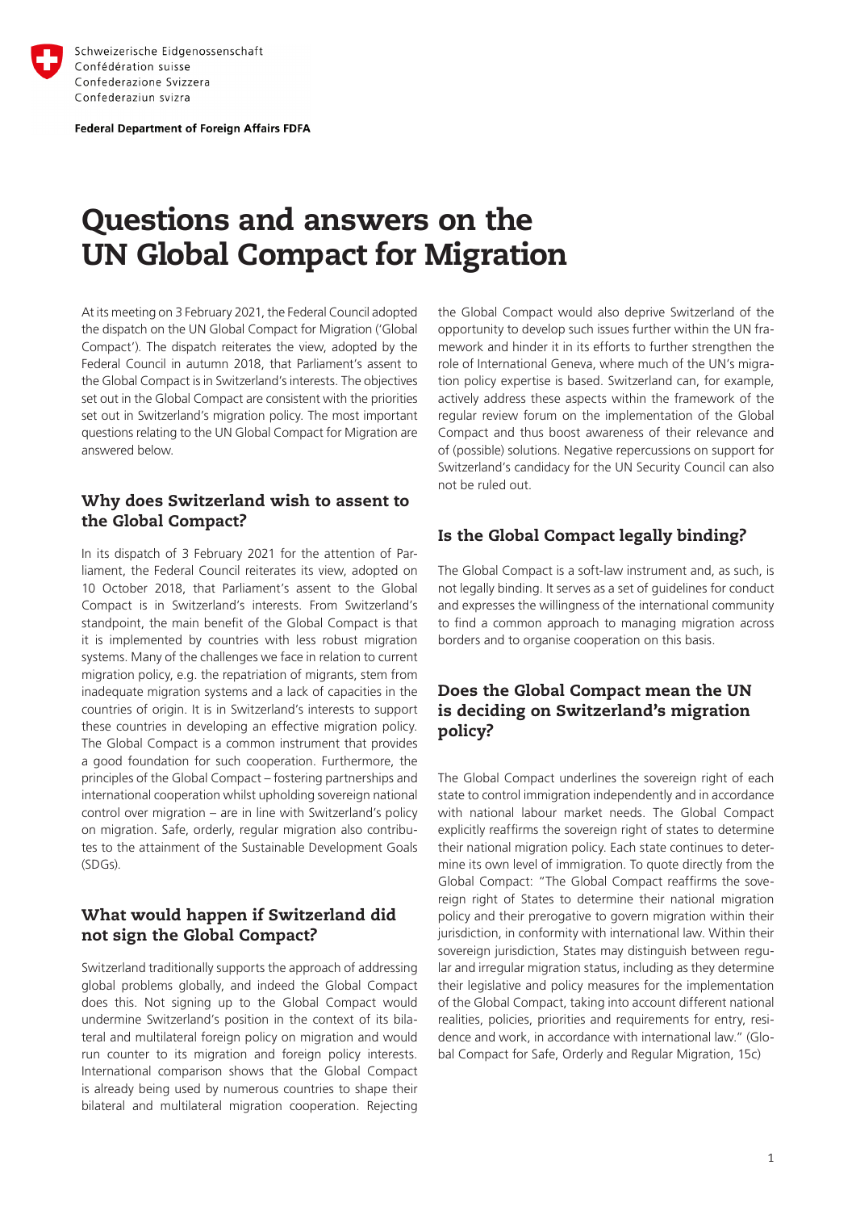Schweizerische Eidgenossenschaft
Confédération suisse
Confederazione Svizzera
Confederaziun svizra

**Federal Department of Foreign Affairs FDFA**

# Questions and answers on the UN Global Compact for Migration

At its meeting on 3 February 2021, the Federal Council adopted the dispatch on the UN Global Compact for Migration ('Global Compact'). The dispatch reiterates the view, adopted by the Federal Council in autumn 2018, that Parliament's assent to the Global Compact is in Switzerland's interests. The objectives set out in the Global Compact are consistent with the priorities set out in Switzerland's migration policy. The most important questions relating to the UN Global Compact for Migration are answered below.

## Why does Switzerland wish to assent to the Global Compact?

In its dispatch of 3 February 2021 for the attention of Parliament, the Federal Council reiterates its view, adopted on 10 October 2018, that Parliament's assent to the Global Compact is in Switzerland's interests. From Switzerland's standpoint, the main benefit of the Global Compact is that it is implemented by countries with less robust migration systems. Many of the challenges we face in relation to current migration policy, e.g. the repatriation of migrants, stem from inadequate migration systems and a lack of capacities in the countries of origin. It is in Switzerland's interests to support these countries in developing an effective migration policy. The Global Compact is a common instrument that provides a good foundation for such cooperation. Furthermore, the principles of the Global Compact – fostering partnerships and international cooperation whilst upholding sovereign national control over migration – are in line with Switzerland's policy on migration. Safe, orderly, regular migration also contributes to the attainment of the Sustainable Development Goals (SDGs).

## What would happen if Switzerland did not sign the Global Compact?

Switzerland traditionally supports the approach of addressing global problems globally, and indeed the Global Compact does this. Not signing up to the Global Compact would undermine Switzerland's position in the context of its bilateral and multilateral foreign policy on migration and would run counter to its migration and foreign policy interests. International comparison shows that the Global Compact is already being used by numerous countries to shape their bilateral and multilateral migration cooperation. Rejecting the Global Compact would also deprive Switzerland of the opportunity to develop such issues further within the UN framework and hinder it in its efforts to further strengthen the role of International Geneva, where much of the UN's migration policy expertise is based. Switzerland can, for example, actively address these aspects within the framework of the regular review forum on the implementation of the Global Compact and thus boost awareness of their relevance and of (possible) solutions. Negative repercussions on support for Switzerland's candidacy for the UN Security Council can also not be ruled out.

## Is the Global Compact legally binding?

The Global Compact is a soft-law instrument and, as such, is not legally binding. It serves as a set of guidelines for conduct and expresses the willingness of the international community to find a common approach to managing migration across borders and to organise cooperation on this basis.

## Does the Global Compact mean the UN is deciding on Switzerland's migration policy?

The Global Compact underlines the sovereign right of each state to control immigration independently and in accordance with national labour market needs. The Global Compact explicitly reaffirms the sovereign right of states to determine their national migration policy. Each state continues to determine its own level of immigration. To quote directly from the Global Compact: "The Global Compact reaffirms the sovereign right of States to determine their national migration policy and their prerogative to govern migration within their jurisdiction, in conformity with international law. Within their sovereign jurisdiction, States may distinguish between regular and irregular migration status, including as they determine their legislative and policy measures for the implementation of the Global Compact, taking into account different national realities, policies, priorities and requirements for entry, residence and work, in accordance with international law." (Global Compact for Safe, Orderly and Regular Migration, 15c)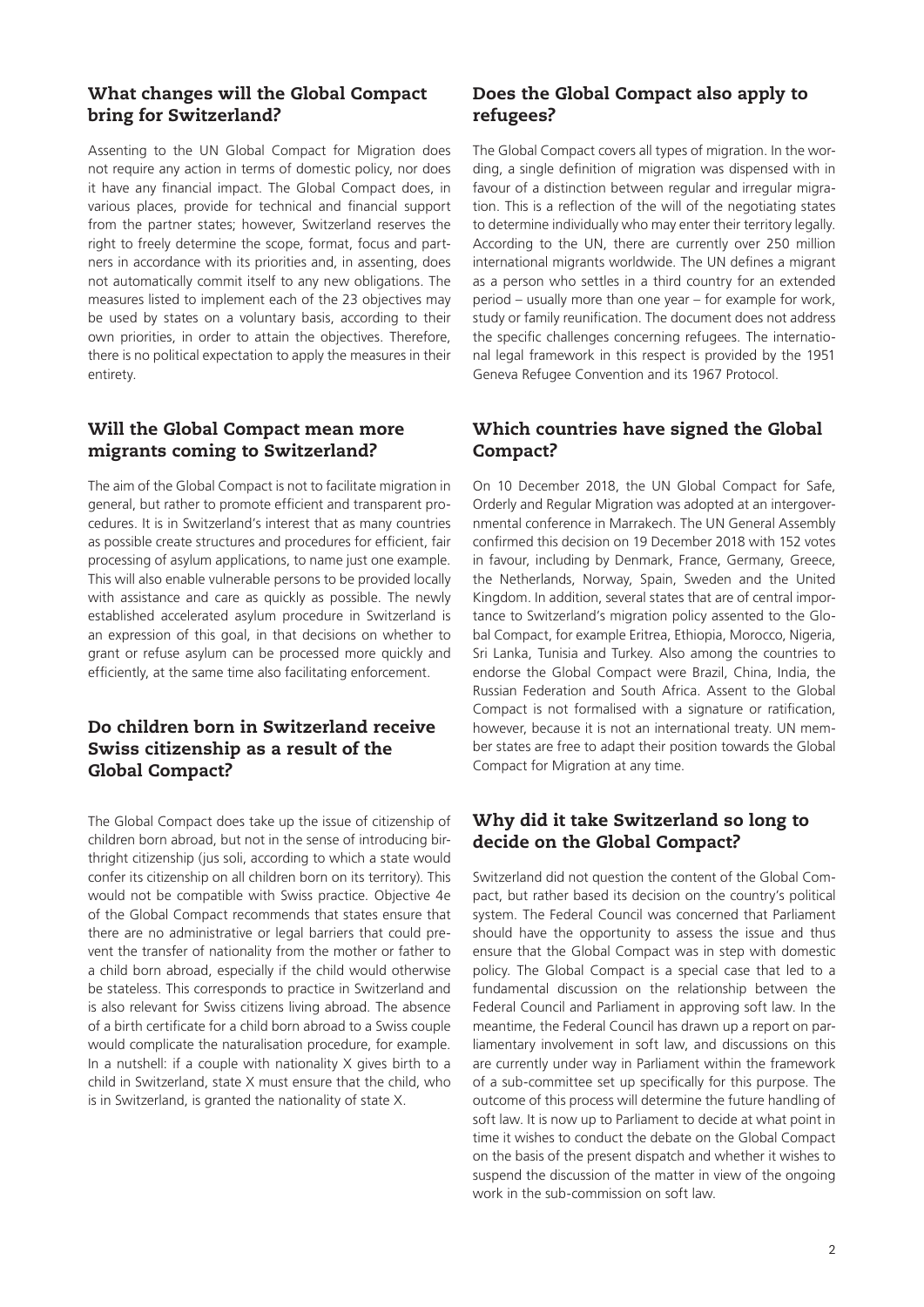## What changes will the Global Compact bring for Switzerland?

Assenting to the UN Global Compact for Migration does not require any action in terms of domestic policy, nor does it have any financial impact. The Global Compact does, in various places, provide for technical and financial support from the partner states; however, Switzerland reserves the right to freely determine the scope, format, focus and partners in accordance with its priorities and, in assenting, does not automatically commit itself to any new obligations. The measures listed to implement each of the 23 objectives may be used by states on a voluntary basis, according to their own priorities, in order to attain the objectives. Therefore, there is no political expectation to apply the measures in their entirety.

## Will the Global Compact mean more migrants coming to Switzerland?

The aim of the Global Compact is not to facilitate migration in general, but rather to promote efficient and transparent procedures. It is in Switzerland's interest that as many countries as possible create structures and procedures for efficient, fair processing of asylum applications, to name just one example. This will also enable vulnerable persons to be provided locally with assistance and care as quickly as possible. The newly established accelerated asylum procedure in Switzerland is an expression of this goal, in that decisions on whether to grant or refuse asylum can be processed more quickly and efficiently, at the same time also facilitating enforcement.

## Do children born in Switzerland receive Swiss citizenship as a result of the Global Compact?

The Global Compact does take up the issue of citizenship of children born abroad, but not in the sense of introducing birthright citizenship (jus soli, according to which a state would confer its citizenship on all children born on its territory). This would not be compatible with Swiss practice. Objective 4e of the Global Compact recommends that states ensure that there are no administrative or legal barriers that could prevent the transfer of nationality from the mother or father to a child born abroad, especially if the child would otherwise be stateless. This corresponds to practice in Switzerland and is also relevant for Swiss citizens living abroad. The absence of a birth certificate for a child born abroad to a Swiss couple would complicate the naturalisation procedure, for example. In a nutshell: if a couple with nationality X gives birth to a child in Switzerland, state X must ensure that the child, who is in Switzerland, is granted the nationality of state X.

## Does the Global Compact also apply to refugees?

The Global Compact covers all types of migration. In the wording, a single definition of migration was dispensed with in favour of a distinction between regular and irregular migration. This is a reflection of the will of the negotiating states to determine individually who may enter their territory legally. According to the UN, there are currently over 250 million international migrants worldwide. The UN defines a migrant as a person who settles in a third country for an extended period – usually more than one year – for example for work, study or family reunification. The document does not address the specific challenges concerning refugees. The international legal framework in this respect is provided by the 1951 Geneva Refugee Convention and its 1967 Protocol.

## Which countries have signed the Global Compact?

On 10 December 2018, the UN Global Compact for Safe, Orderly and Regular Migration was adopted at an intergovernmental conference in Marrakech. The UN General Assembly confirmed this decision on 19 December 2018 with 152 votes in favour, including by Denmark, France, Germany, Greece, the Netherlands, Norway, Spain, Sweden and the United Kingdom. In addition, several states that are of central importance to Switzerland's migration policy assented to the Global Compact, for example Eritrea, Ethiopia, Morocco, Nigeria, Sri Lanka, Tunisia and Turkey. Also among the countries to endorse the Global Compact were Brazil, China, India, the Russian Federation and South Africa. Assent to the Global Compact is not formalised with a signature or ratification, however, because it is not an international treaty. UN member states are free to adapt their position towards the Global Compact for Migration at any time.

## Why did it take Switzerland so long to decide on the Global Compact?

Switzerland did not question the content of the Global Compact, but rather based its decision on the country's political system. The Federal Council was concerned that Parliament should have the opportunity to assess the issue and thus ensure that the Global Compact was in step with domestic policy. The Global Compact is a special case that led to a fundamental discussion on the relationship between the Federal Council and Parliament in approving soft law. In the meantime, the Federal Council has drawn up a report on parliamentary involvement in soft law, and discussions on this are currently under way in Parliament within the framework of a sub-committee set up specifically for this purpose. The outcome of this process will determine the future handling of soft law. It is now up to Parliament to decide at what point in time it wishes to conduct the debate on the Global Compact on the basis of the present dispatch and whether it wishes to suspend the discussion of the matter in view of the ongoing work in the sub-commission on soft law.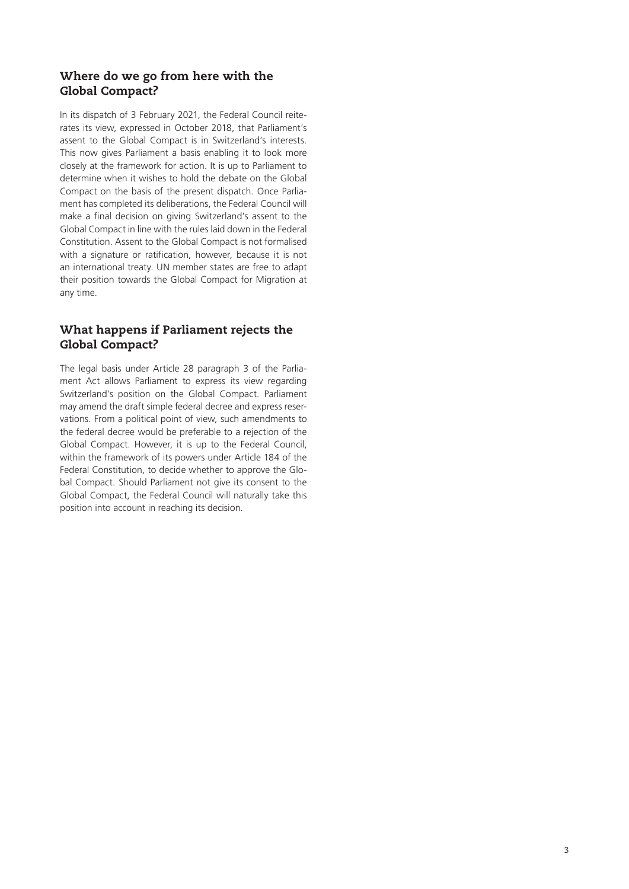## Where do we go from here with the Global Compact?

In its dispatch of 3 February 2021, the Federal Council reiterates its view, expressed in October 2018, that Parliament's assent to the Global Compact is in Switzerland's interests. This now gives Parliament a basis enabling it to look more closely at the framework for action. It is up to Parliament to determine when it wishes to hold the debate on the Global Compact on the basis of the present dispatch. Once Parliament has completed its deliberations, the Federal Council will make a final decision on giving Switzerland's assent to the Global Compact in line with the rules laid down in the Federal Constitution. Assent to the Global Compact is not formalised with a signature or ratification, however, because it is not an international treaty. UN member states are free to adapt their position towards the Global Compact for Migration at any time.

## What happens if Parliament rejects the Global Compact?

The legal basis under Article 28 paragraph 3 of the Parliament Act allows Parliament to express its view regarding Switzerland's position on the Global Compact. Parliament may amend the draft simple federal decree and express reservations. From a political point of view, such amendments to the federal decree would be preferable to a rejection of the Global Compact. However, it is up to the Federal Council, within the framework of its powers under Article 184 of the Federal Constitution, to decide whether to approve the Global Compact. Should Parliament not give its consent to the Global Compact, the Federal Council will naturally take this position into account in reaching its decision.